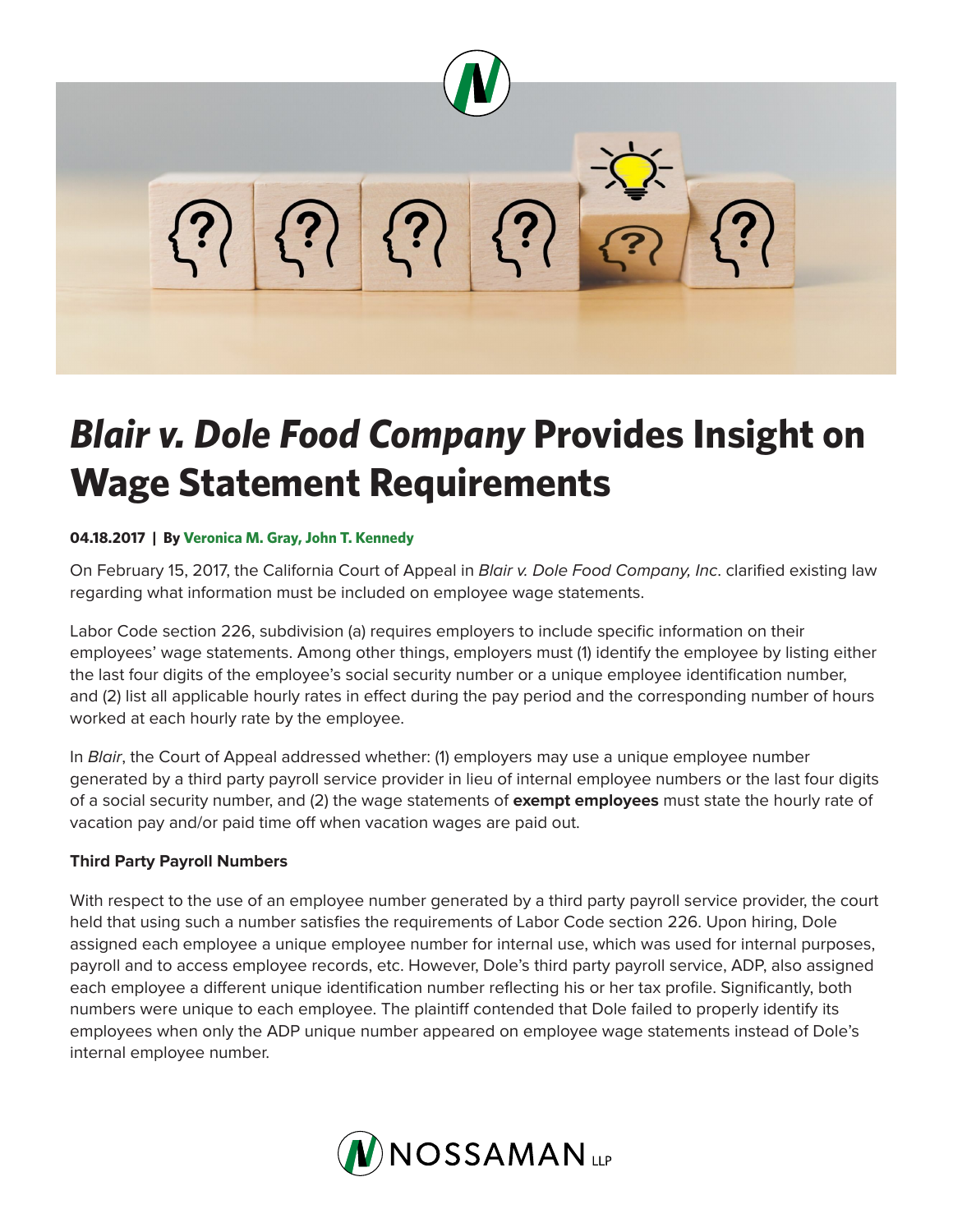# *Blair v. Dole Food Company* Provides Insight on Wage Statement Requirements

**04.18.2017 | By Veronica M. Gray, John T. Kennedy**

On February 15, 2017, the California Court of Appeal in *Blair v. Dole Food Company, Inc*. clarified existing law regarding what information must be included on employee wage statements.

Labor Code section 226, subdivision (a) requires employers to include specific information on their employees' wage statements. Among other things, employers must (1) identify the employee by listing either the last four digits of the employee's social security number or a unique employee identification number, and (2) list all applicable hourly rates in effect during the pay period and the corresponding number of hours worked at each hourly rate by the employee.

In *Blair*, the Court of Appeal addressed whether: (1) employers may use a unique employee number generated by a third party payroll service provider in lieu of internal employee numbers or the last four digits of a social security number, and (2) the wage statements of **exempt employees** must state the hourly rate of vacation pay and/or paid time off when vacation wages are paid out.

**Third Party Payroll Numbers**

With respect to the use of an employee number generated by a third party payroll service provider, the court held that using such a number satisfies the requirements of Labor Code section 226. Upon hiring, Dole assigned each employee a unique employee number for internal use, which was used for internal purposes, payroll and to access employee records, etc. However, Dole's third party payroll service, ADP, also assigned each employee a different unique identification number reflecting his or her tax profile. Significantly, both numbers were unique to each employee. The plaintiff contended that Dole failed to properly identify its employees when only the ADP unique number appeared on employee wage statements instead of Dole's internal employee number.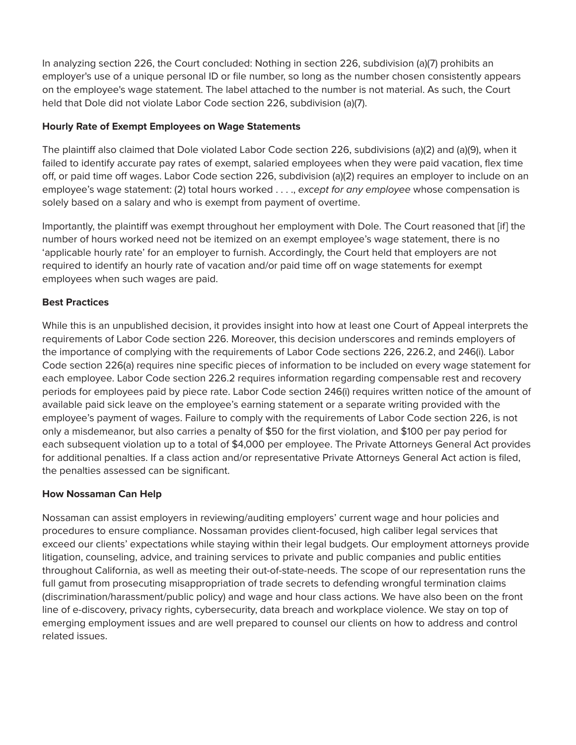In analyzing section 226, the Court concluded: Nothing in section 226, subdivision (a)(7) prohibits an employer's use of a unique personal ID or file number, so long as the number chosen consistently appears on the employee's wage statement. The label attached to the number is not material. As such, the Court held that Dole did not violate Labor Code section 226, subdivision (a)(7).

**Hourly Rate of Exempt Employees on Wage Statements**

The plaintiff also claimed that Dole violated Labor Code section 226, subdivisions (a)(2) and (a)(9), when it failed to identify accurate pay rates of exempt, salaried employees when they were paid vacation, flex time off, or paid time off wages. Labor Code section 226, subdivision (a)(2) requires an employer to include on an employee's wage statement: (2) total hours worked . . . ., *except for any employee* whose compensation is solely based on a salary and who is exempt from payment of overtime.

Importantly, the plaintiff was exempt throughout her employment with Dole. The Court reasoned that [if] the number of hours worked need not be itemized on an exempt employee's wage statement, there is no 'applicable hourly rate' for an employer to furnish. Accordingly, the Court held that employers are not required to identify an hourly rate of vacation and/or paid time off on wage statements for exempt employees when such wages are paid.

**Best Practices**

While this is an unpublished decision, it provides insight into how at least one Court of Appeal interprets the requirements of Labor Code section 226. Moreover, this decision underscores and reminds employers of the importance of complying with the requirements of Labor Code sections 226, 226.2, and 246(i). Labor Code section 226(a) requires nine specific pieces of information to be included on every wage statement for each employee. Labor Code section 226.2 requires information regarding compensable rest and recovery periods for employees paid by piece rate. Labor Code section 246(i) requires written notice of the amount of available paid sick leave on the employee's earning statement or a separate writing provided with the employee's payment of wages. Failure to comply with the requirements of Labor Code section 226, is not only a misdemeanor, but also carries a penalty of $50 for the first violation, and $100 per pay period for each subsequent violation up to a total of $4,000 per employee. The Private Attorneys General Act provides for additional penalties. If a class action and/or representative Private Attorneys General Act action is filed, the penalties assessed can be significant.

**How Nossaman Can Help**

Nossaman can assist employers in reviewing/auditing employers' current wage and hour policies and procedures to ensure compliance. Nossaman provides client-focused, high caliber legal services that exceed our clients' expectations while staying within their legal budgets. Our employment attorneys provide litigation, counseling, advice, and training services to private and public companies and public entities throughout California, as well as meeting their out-of-state-needs. The scope of our representation runs the full gamut from prosecuting misappropriation of trade secrets to defending wrongful termination claims (discrimination/harassment/public policy) and wage and hour class actions. We have also been on the front line of e-discovery, privacy rights, cybersecurity, data breach and workplace violence. We stay on top of emerging employment issues and are well prepared to counsel our clients on how to address and control related issues.